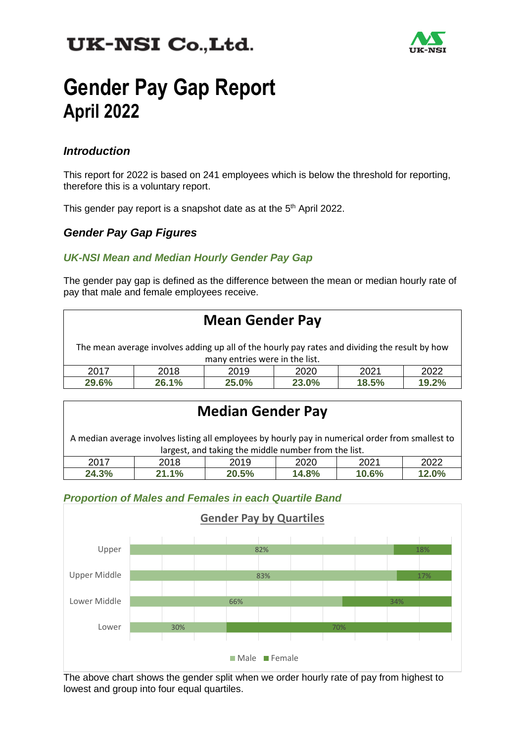# UK-NSI Co.,Ltd.

# Gender Pay Gap Report
## April 2022

### *Introduction*

This report for 2022 is based on 241 employees which is below the threshold for reporting, therefore this is a voluntary report.

This gender pay report is a snapshot date as at the 5th April 2022.

### *Gender Pay Gap Figures*

#### *UK-NSI Mean and Median Hourly Gender Pay Gap*

The gender pay gap is defined as the difference between the mean or median hourly rate of pay that male and female employees receive.

**Mean Gender Pay**

The mean average involves adding up all of the hourly pay rates and dividing the result by how many entries were in the list.

| 2017 | 2018 | 2019 | 2020 | 2021 | 2022 |
|---|---|---|---|---|---|
| **29.6%** | **26.1%** | **25.0%** | **23.0%** | **18.5%** | **19.2%** |

**Median Gender Pay**

A median average involves listing all employees by hourly pay in numerical order from smallest to largest, and taking the middle number from the list.

| 2017 | 2018 | 2019 | 2020 | 2021 | 2022 |
|---|---|---|---|---|---|
| **24.3%** | **21.1%** | **20.5%** | **14.8%** | **10.6%** | **12.0%** |

#### *Proportion of Males and Females in each Quartile Band*

**Gender Pay by Quartiles**

| Quartile | Male | Female |
|---|---|---|
| Upper | 82% | 18% |
| Upper Middle | 83% | 17% |
| Lower Middle | 66% | 34% |
| Lower | 30% | 70% |

The above chart shows the gender split when we order hourly rate of pay from highest to lowest and group into four equal quartiles.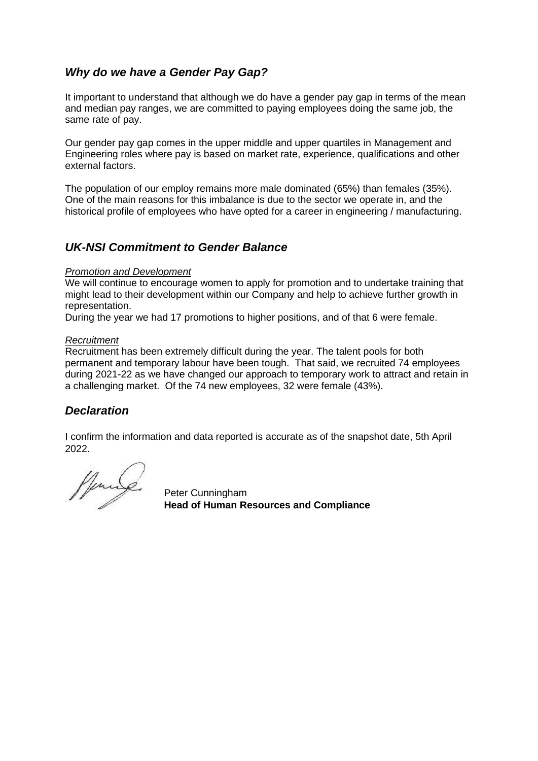## *Why do we have a Gender Pay Gap?*

It important to understand that although we do have a gender pay gap in terms of the mean and median pay ranges, we are committed to paying employees doing the same job, the same rate of pay.

Our gender pay gap comes in the upper middle and upper quartiles in Management and Engineering roles where pay is based on market rate, experience, qualifications and other external factors.

The population of our employ remains more male dominated (65%) than females (35%). One of the main reasons for this imbalance is due to the sector we operate in, and the historical profile of employees who have opted for a career in engineering / manufacturing.

## *UK-NSI Commitment to Gender Balance*

*Promotion and Development*

We will continue to encourage women to apply for promotion and to undertake training that might lead to their development within our Company and help to achieve further growth in representation.

During the year we had 17 promotions to higher positions, and of that 6 were female.

*Recruitment*

Recruitment has been extremely difficult during the year. The talent pools for both permanent and temporary labour have been tough. That said, we recruited 74 employees during 2021-22 as we have changed our approach to temporary work to attract and retain in a challenging market. Of the 74 new employees, 32 were female (43%).

## *Declaration*

I confirm the information and data reported is accurate as of the snapshot date, 5th April 2022.

Peter Cunningham
**Head of Human Resources and Compliance**